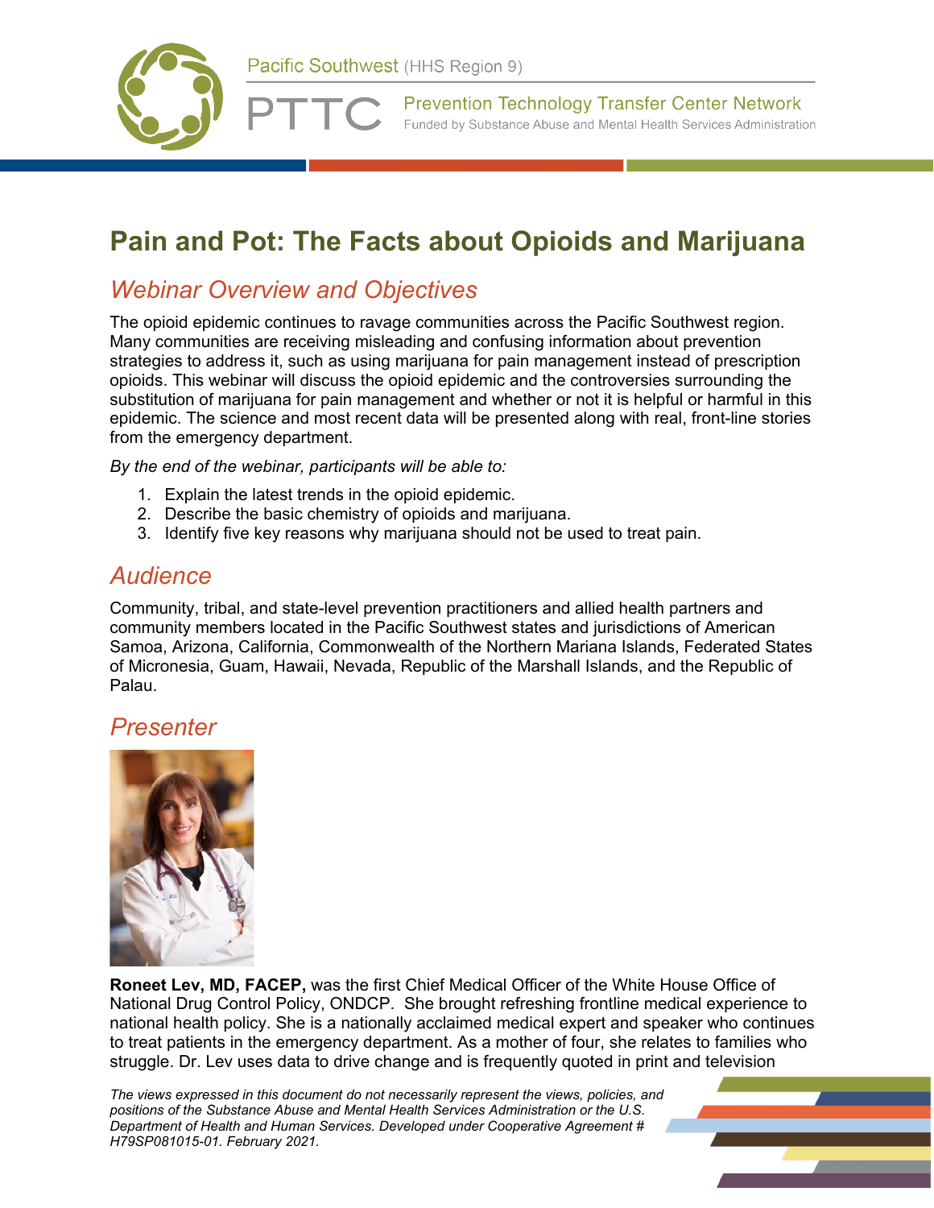Pacific Southwest (HHS Region 9)

PTTC Prevention Technology Transfer Center Network

Funded by Substance Abuse and Mental Health Services Administration

# Pain and Pot: The Facts about Opioids and Marijuana

## Webinar Overview and Objectives

The opioid epidemic continues to ravage communities across the Pacific Southwest region. Many communities are receiving misleading and confusing information about prevention strategies to address it, such as using marijuana for pain management instead of prescription opioids. This webinar will discuss the opioid epidemic and the controversies surrounding the substitution of marijuana for pain management and whether or not it is helpful or harmful in this epidemic. The science and most recent data will be presented along with real, front-line stories from the emergency department.

*By the end of the webinar, participants will be able to:*

1. Explain the latest trends in the opioid epidemic.
2. Describe the basic chemistry of opioids and marijuana.
3. Identify five key reasons why marijuana should not be used to treat pain.

## Audience

Community, tribal, and state-level prevention practitioners and allied health partners and community members located in the Pacific Southwest states and jurisdictions of American Samoa, Arizona, California, Commonwealth of the Northern Mariana Islands, Federated States of Micronesia, Guam, Hawaii, Nevada, Republic of the Marshall Islands, and the Republic of Palau.

## Presenter

**Roneet Lev, MD, FACEP,** was the first Chief Medical Officer of the White House Office of National Drug Control Policy, ONDCP. She brought refreshing frontline medical experience to national health policy. She is a nationally acclaimed medical expert and speaker who continues to treat patients in the emergency department. As a mother of four, she relates to families who struggle. Dr. Lev uses data to drive change and is frequently quoted in print and television

*The views expressed in this document do not necessarily represent the views, policies, and positions of the Substance Abuse and Mental Health Services Administration or the U.S. Department of Health and Human Services. Developed under Cooperative Agreement # H79SP081015-01. February 2021.*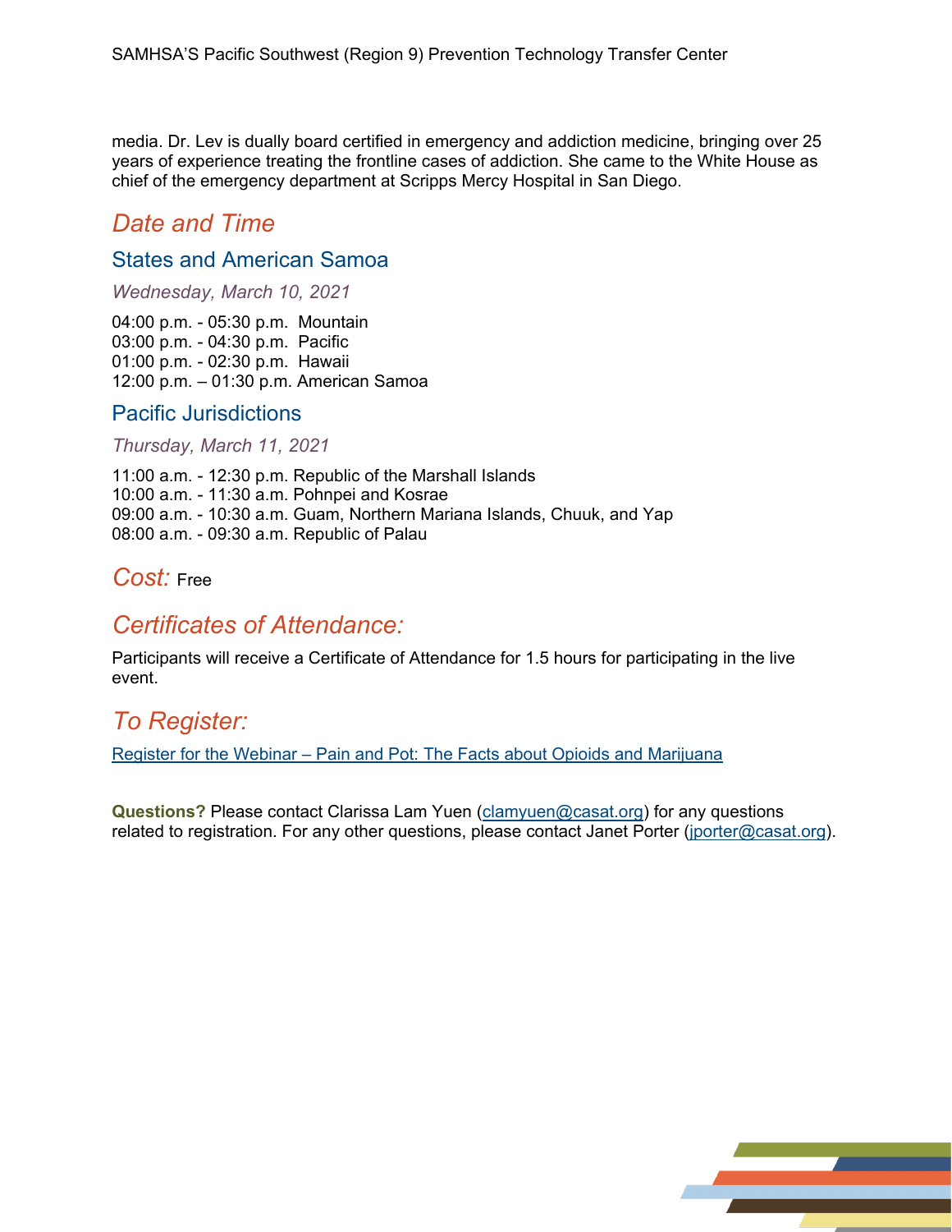media. Dr. Lev is dually board certified in emergency and addiction medicine, bringing over 25 years of experience treating the frontline cases of addiction. She came to the White House as chief of the emergency department at Scripps Mercy Hospital in San Diego.

## *Date and Time*

### States and American Samoa

*Wednesday, March 10, 2021*

04:00 p.m. - 05:30 p.m. Mountain
03:00 p.m. - 04:30 p.m. Pacific
01:00 p.m. - 02:30 p.m. Hawaii
12:00 p.m. – 01:30 p.m. American Samoa

### Pacific Jurisdictions

*Thursday, March 11, 2021*

11:00 a.m. - 12:30 p.m. Republic of the Marshall Islands
10:00 a.m. - 11:30 a.m. Pohnpei and Kosrae
09:00 a.m. - 10:30 a.m. Guam, Northern Mariana Islands, Chuuk, and Yap
08:00 a.m. - 09:30 a.m. Republic of Palau

## *Cost:* Free

## *Certificates of Attendance:*

Participants will receive a Certificate of Attendance for 1.5 hours for participating in the live event.

## *To Register:*

Register for the Webinar – Pain and Pot: The Facts about Opioids and Marijuana

**Questions?** Please contact Clarissa Lam Yuen (clamyuen@casat.org) for any questions related to registration. For any other questions, please contact Janet Porter (jporter@casat.org).